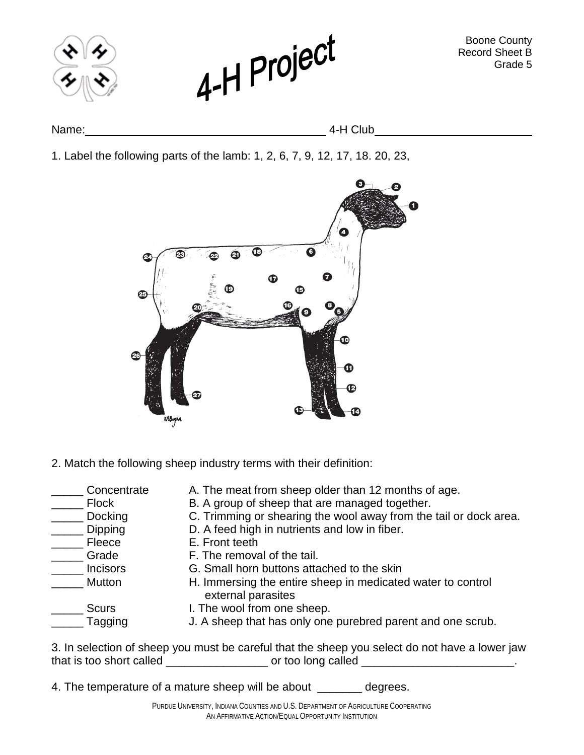Boone County
Record Sheet B
Grade 5

# 4-H Project

Name:\_\_\_\_\_\_\_\_\_\_\_\_\_\_\_\_\_\_\_\_\_\_\_\_\_\_\_\_\_\_\_\_\_\_\_\_ 4-H Club\_\_\_\_\_\_\_\_\_\_\_\_\_\_\_\_\_\_\_\_\_\_\_\_

1. Label the following parts of the lamb: 1, 2, 6, 7, 9, 12, 17, 18. 20, 23,

2. Match the following sheep industry terms with their definition:

| | |
|---|---|
| _____ Concentrate | A. The meat from sheep older than 12 months of age. |
| _____ Flock | B. A group of sheep that are managed together. |
| _____ Docking | C. Trimming or shearing the wool away from the tail or dock area. |
| _____ Dipping | D. A feed high in nutrients and low in fiber. |
| _____ Fleece | E. Front teeth |
| _____ Grade | F. The removal of the tail. |
| _____ Incisors | G. Small horn buttons attached to the skin |
| _____ Mutton | H. Immersing the entire sheep in medicated water to control external parasites |
| _____ Scurs | I. The wool from one sheep. |
| _____ Tagging | J. A sheep that has only one purebred parent and one scrub. |

3. In selection of sheep you must be careful that the sheep you select do not have a lower jaw that is too short called \_\_\_\_\_\_\_\_\_\_\_\_\_\_\_\_ or too long called \_\_\_\_\_\_\_\_\_\_\_\_\_\_\_\_\_\_\_\_\_\_\_\_\_.

4. The temperature of a mature sheep will be about \_\_\_\_\_\_\_ degrees.

PURDUE UNIVERSITY, INDIANA COUNTIES AND U.S. DEPARTMENT OF AGRICULTURE COOPERATING
AN AFFIRMATIVE ACTION/EQUAL OPPORTUNITY INSTITUTION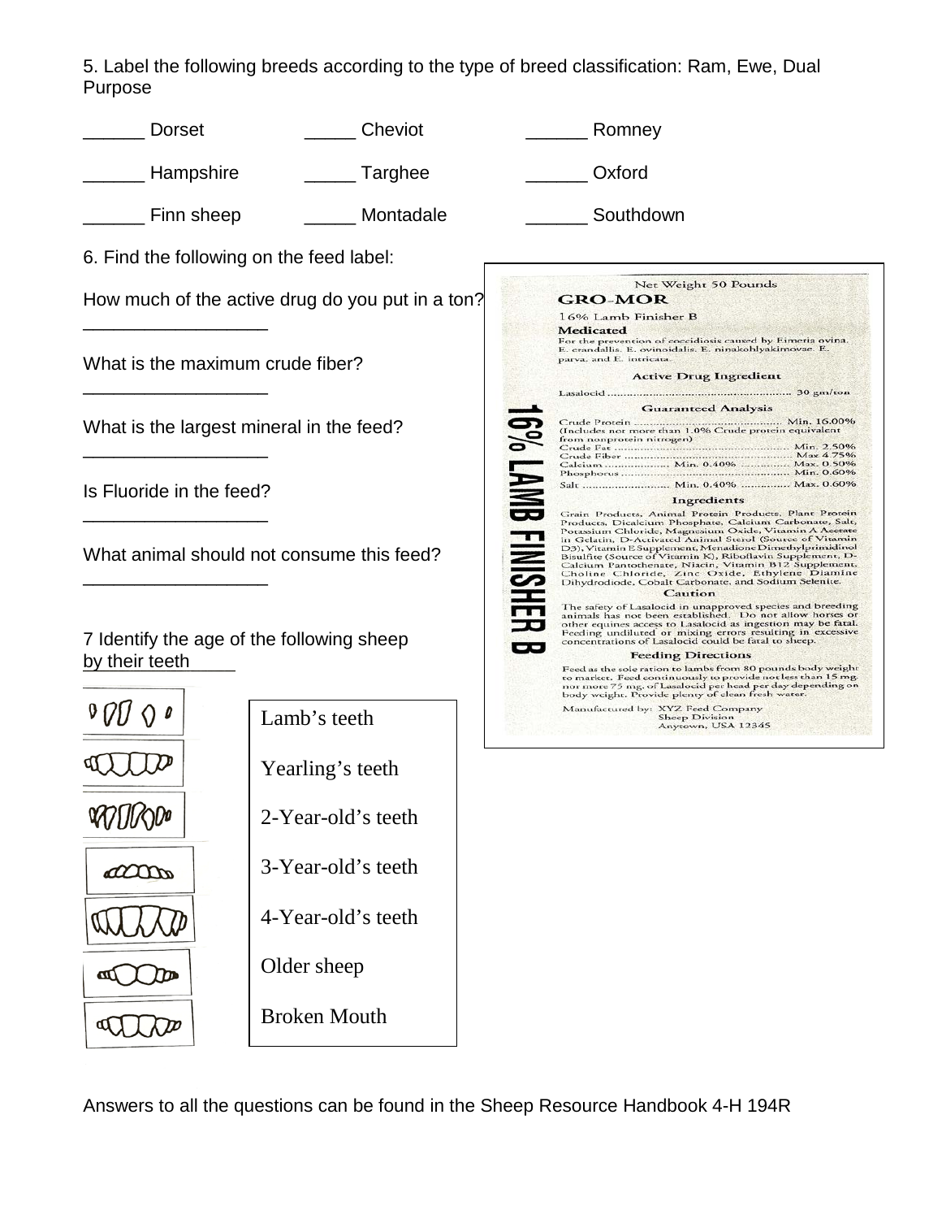5. Label the following breeds according to the type of breed classification: Ram, Ewe, Dual Purpose

______ Dorset _____ Cheviot ______ Romney

______ Hampshire _____ Targhee ______ Oxford

______ Finn sheep _____ Montadale ______ Southdown

6. Find the following on the feed label:

How much of the active drug do you put in a ton?

__________________

What is the maximum crude fiber?

__________________

What is the largest mineral in the feed?

__________________

Is Fluoride in the feed?

__________________

What animal should not consume this feed?

__________________

16% LAMB FINISHER B

Net Weight 50 Pounds

**GRO-MOR**

16% Lamb Finisher B

**Medicated**

For the prevention of coccidiosis caused by Eimeria ovina, E. crandallis, E. ovinoidalis, E. ninakohlyakimovae, E. parva, and E. intricata.

**Active Drug Ingredient**

Lasalocid .................................................. 30 gm/ton

**Guaranteed Analysis**

Crude Protein .................................................. Min. 16.00%
(Includes not more than 1.0% Crude protein equivalent from nonprotein nitrogen)
Crude Fat .................................................. Min. 2.50%
Crude Fiber .................................................. Max 4.75%
Calcium .................. Min. 0.40% .............. Max. 0.50%
Phosphorus .................................................. Min. 0.60%
Salt .................. Min. 0.40% .............. Max. 0.60%

**Ingredients**

Grain Products, Animal Protein Products, Plant Protein Products, Dicalcium Phosphate, Calcium Carbonate, Salt, Potassium Chloride, Magnesium Oxide, Vitamin A Acetate in Gelatin, D-Activated Animal Sterol (Source of Vitamin D3), Vitamin E Supplement, Menadione Dimethylprimidinol Bisulfite (Source of Vitamin K), Riboflavin Supplement, D-Calcium Pantothenate, Niacin, Vitamin B12 Supplement, Choline Chloride, Zinc Oxide, Ethylene Diamine Dihydrodiode, Cobalt Carbonate, and Sodium Selenite.

**Caution**

The safety of Lasalocid in unapproved species and breeding animals has not been established. Do not allow horses or other equines access to Lasalocid as ingestion may be fatal. Feeding undiluted or mixing errors resulting in excessive concentrations of Lasalocid could be fatal to sheep.

**Feeding Directions**

Feed as the sole ration to lambs from 80 pounds body weight to market. Feed continuously to provide not less than 15 mg. nor more 75 mg. of Lasalocid per head per day depending on body weight. Provide plenty of clean fresh water.

Manufactured by: XYZ Feed Company
Sheep Division
Anytown, USA 12345

7 Identify the age of the following sheep by their teeth

Lamb's teeth

Yearling's teeth

2-Year-old's teeth

3-Year-old's teeth

4-Year-old's teeth

Older sheep

Broken Mouth

Answers to all the questions can be found in the Sheep Resource Handbook 4-H 194R